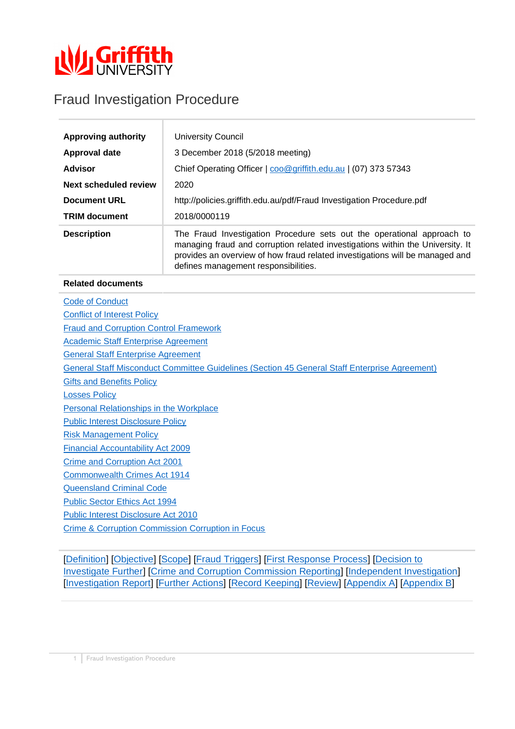# Fraud Investigation Procedure

| | |
|---|---|
| **Approving authority** | University Council |
| **Approval date** | 3 December 2018 (5/2018 meeting) |
| **Advisor** | Chief Operating Officer \| coo@griffith.edu.au \| (07) 373 57343 |
| **Next scheduled review** | 2020 |
| **Document URL** | http://policies.griffith.edu.au/pdf/Fraud Investigation Procedure.pdf |
| **TRIM document** | 2018/0000119 |
| **Description** | The Fraud Investigation Procedure sets out the operational approach to managing fraud and corruption related investigations within the University. It provides an overview of how fraud related investigations will be managed and defines management responsibilities. |

**Related documents**

Code of Conduct
Conflict of Interest Policy
Fraud and Corruption Control Framework
Academic Staff Enterprise Agreement
General Staff Enterprise Agreement
General Staff Misconduct Committee Guidelines (Section 45 General Staff Enterprise Agreement)
Gifts and Benefits Policy
Losses Policy
Personal Relationships in the Workplace
Public Interest Disclosure Policy
Risk Management Policy
Financial Accountability Act 2009
Crime and Corruption Act 2001
Commonwealth Crimes Act 1914
Queensland Criminal Code
Public Sector Ethics Act 1994
Public Interest Disclosure Act 2010
Crime & Corruption Commission Corruption in Focus

[Definition] [Objective] [Scope] [Fraud Triggers] [First Response Process] [Decision to Investigate Further] [Crime and Corruption Commission Reporting] [Independent Investigation] [Investigation Report] [Further Actions] [Record Keeping] [Review] [Appendix A] [Appendix B]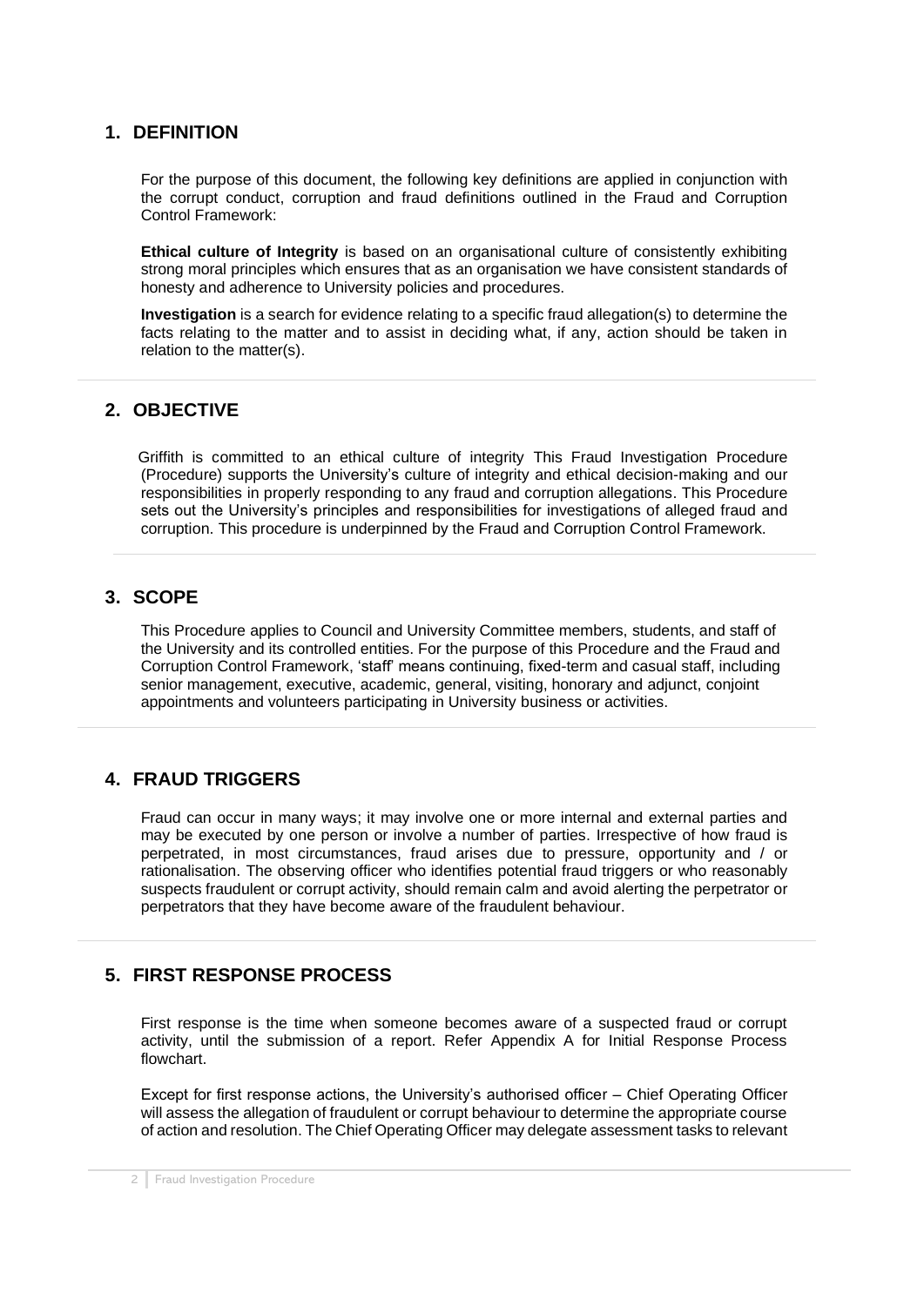## 1. DEFINITION

For the purpose of this document, the following key definitions are applied in conjunction with the corrupt conduct, corruption and fraud definitions outlined in the Fraud and Corruption Control Framework:

**Ethical culture of Integrity** is based on an organisational culture of consistently exhibiting strong moral principles which ensures that as an organisation we have consistent standards of honesty and adherence to University policies and procedures.

**Investigation** is a search for evidence relating to a specific fraud allegation(s) to determine the facts relating to the matter and to assist in deciding what, if any, action should be taken in relation to the matter(s).

## 2. OBJECTIVE

Griffith is committed to an ethical culture of integrity This Fraud Investigation Procedure (Procedure) supports the University's culture of integrity and ethical decision-making and our responsibilities in properly responding to any fraud and corruption allegations. This Procedure sets out the University's principles and responsibilities for investigations of alleged fraud and corruption. This procedure is underpinned by the Fraud and Corruption Control Framework.

## 3. SCOPE

This Procedure applies to Council and University Committee members, students, and staff of the University and its controlled entities. For the purpose of this Procedure and the Fraud and Corruption Control Framework, 'staff' means continuing, fixed-term and casual staff, including senior management, executive, academic, general, visiting, honorary and adjunct, conjoint appointments and volunteers participating in University business or activities.

## 4. FRAUD TRIGGERS

Fraud can occur in many ways; it may involve one or more internal and external parties and may be executed by one person or involve a number of parties. Irrespective of how fraud is perpetrated, in most circumstances, fraud arises due to pressure, opportunity and / or rationalisation. The observing officer who identifies potential fraud triggers or who reasonably suspects fraudulent or corrupt activity, should remain calm and avoid alerting the perpetrator or perpetrators that they have become aware of the fraudulent behaviour.

## 5. FIRST RESPONSE PROCESS

First response is the time when someone becomes aware of a suspected fraud or corrupt activity, until the submission of a report. Refer Appendix A for Initial Response Process flowchart.

Except for first response actions, the University's authorised officer – Chief Operating Officer will assess the allegation of fraudulent or corrupt behaviour to determine the appropriate course of action and resolution. The Chief Operating Officer may delegate assessment tasks to relevant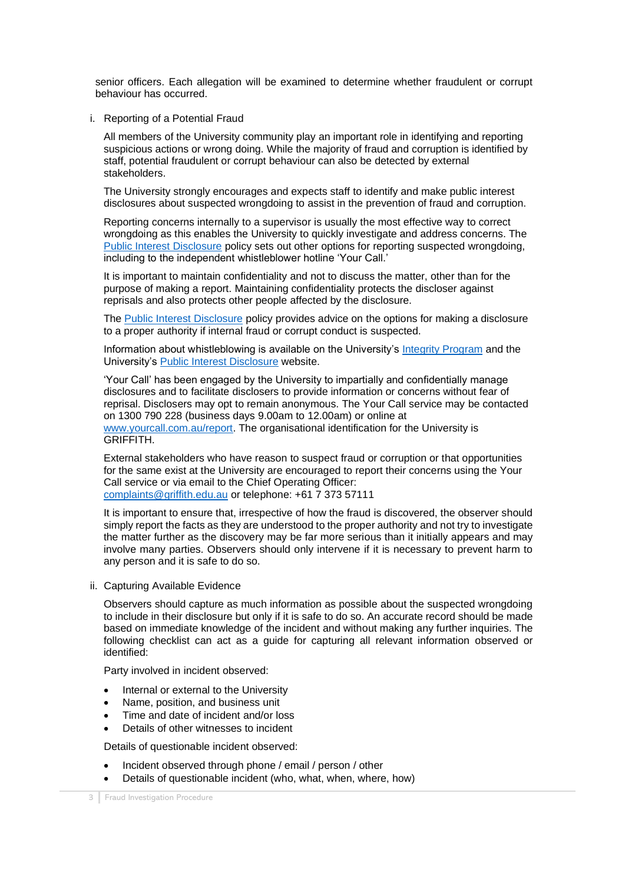senior officers. Each allegation will be examined to determine whether fraudulent or corrupt behaviour has occurred.

i. Reporting of a Potential Fraud

All members of the University community play an important role in identifying and reporting suspicious actions or wrong doing. While the majority of fraud and corruption is identified by staff, potential fraudulent or corrupt behaviour can also be detected by external stakeholders.

The University strongly encourages and expects staff to identify and make public interest disclosures about suspected wrongdoing to assist in the prevention of fraud and corruption.

Reporting concerns internally to a supervisor is usually the most effective way to correct wrongdoing as this enables the University to quickly investigate and address concerns. The [Public Interest Disclosure](#) policy sets out other options for reporting suspected wrongdoing, including to the independent whistleblower hotline 'Your Call.'

It is important to maintain confidentiality and not to discuss the matter, other than for the purpose of making a report. Maintaining confidentiality protects the discloser against reprisals and also protects other people affected by the disclosure.

The [Public Interest Disclosure](#) policy provides advice on the options for making a disclosure to a proper authority if internal fraud or corrupt conduct is suspected.

Information about whistleblowing is available on the University's [Integrity Program](#) and the University's [Public Interest Disclosure](#) website.

'Your Call' has been engaged by the University to impartially and confidentially manage disclosures and to facilitate disclosers to provide information or concerns without fear of reprisal. Disclosers may opt to remain anonymous. The Your Call service may be contacted on 1300 790 228 (business days 9.00am to 12.00am) or online at [www.yourcall.com.au/report](http://www.yourcall.com.au/report). The organisational identification for the University is GRIFFITH.

External stakeholders who have reason to suspect fraud or corruption or that opportunities for the same exist at the University are encouraged to report their concerns using the Your Call service or via email to the Chief Operating Officer: [complaints@griffith.edu.au](mailto:complaints@griffith.edu.au) or telephone: +61 7 373 57111

It is important to ensure that, irrespective of how the fraud is discovered, the observer should simply report the facts as they are understood to the proper authority and not try to investigate the matter further as the discovery may be far more serious than it initially appears and may involve many parties. Observers should only intervene if it is necessary to prevent harm to any person and it is safe to do so.

ii. Capturing Available Evidence

Observers should capture as much information as possible about the suspected wrongdoing to include in their disclosure but only if it is safe to do so. An accurate record should be made based on immediate knowledge of the incident and without making any further inquiries. The following checklist can act as a guide for capturing all relevant information observed or identified:

Party involved in incident observed:

- Internal or external to the University
- Name, position, and business unit
- Time and date of incident and/or loss
- Details of other witnesses to incident

Details of questionable incident observed:

- Incident observed through phone / email / person / other
- Details of questionable incident (who, what, when, where, how)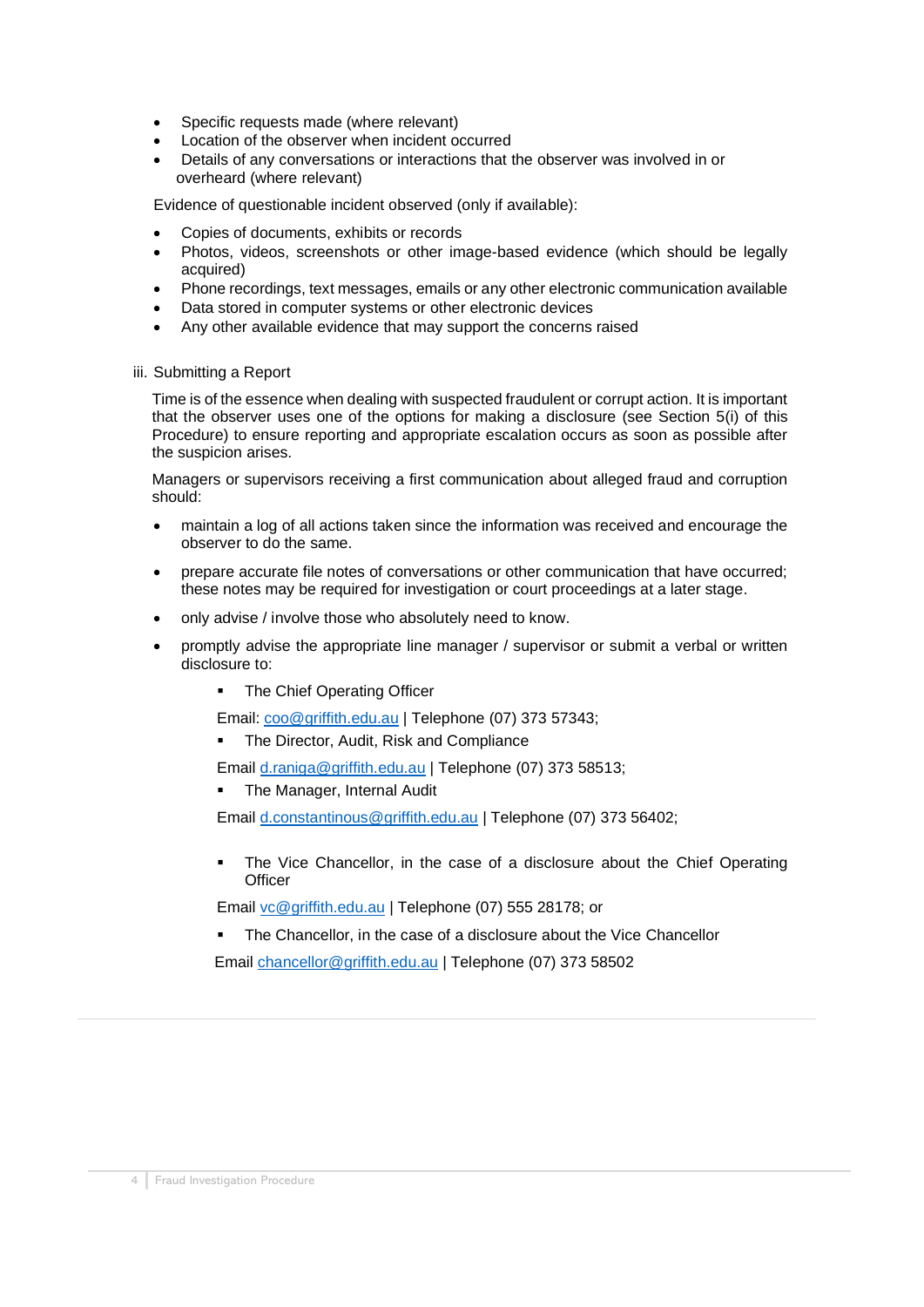- Specific requests made (where relevant)
- Location of the observer when incident occurred
- Details of any conversations or interactions that the observer was involved in or overheard (where relevant)

Evidence of questionable incident observed (only if available):

- Copies of documents, exhibits or records
- Photos, videos, screenshots or other image-based evidence (which should be legally acquired)
- Phone recordings, text messages, emails or any other electronic communication available
- Data stored in computer systems or other electronic devices
- Any other available evidence that may support the concerns raised

iii. Submitting a Report

Time is of the essence when dealing with suspected fraudulent or corrupt action. It is important that the observer uses one of the options for making a disclosure (see Section 5(i) of this Procedure) to ensure reporting and appropriate escalation occurs as soon as possible after the suspicion arises.

Managers or supervisors receiving a first communication about alleged fraud and corruption should:

- maintain a log of all actions taken since the information was received and encourage the observer to do the same.
- prepare accurate file notes of conversations or other communication that have occurred; these notes may be required for investigation or court proceedings at a later stage.
- only advise / involve those who absolutely need to know.
- promptly advise the appropriate line manager / supervisor or submit a verbal or written disclosure to:
  - The Chief Operating Officer

    Email: coo@griffith.edu.au | Telephone (07) 373 57343;
  - The Director, Audit, Risk and Compliance

    Email d.raniga@griffith.edu.au | Telephone (07) 373 58513;
  - The Manager, Internal Audit

    Email d.constantinous@griffith.edu.au | Telephone (07) 373 56402;
  - The Vice Chancellor, in the case of a disclosure about the Chief Operating Officer

    Email vc@griffith.edu.au | Telephone (07) 555 28178; or
  - The Chancellor, in the case of a disclosure about the Vice Chancellor

    Email chancellor@griffith.edu.au | Telephone (07) 373 58502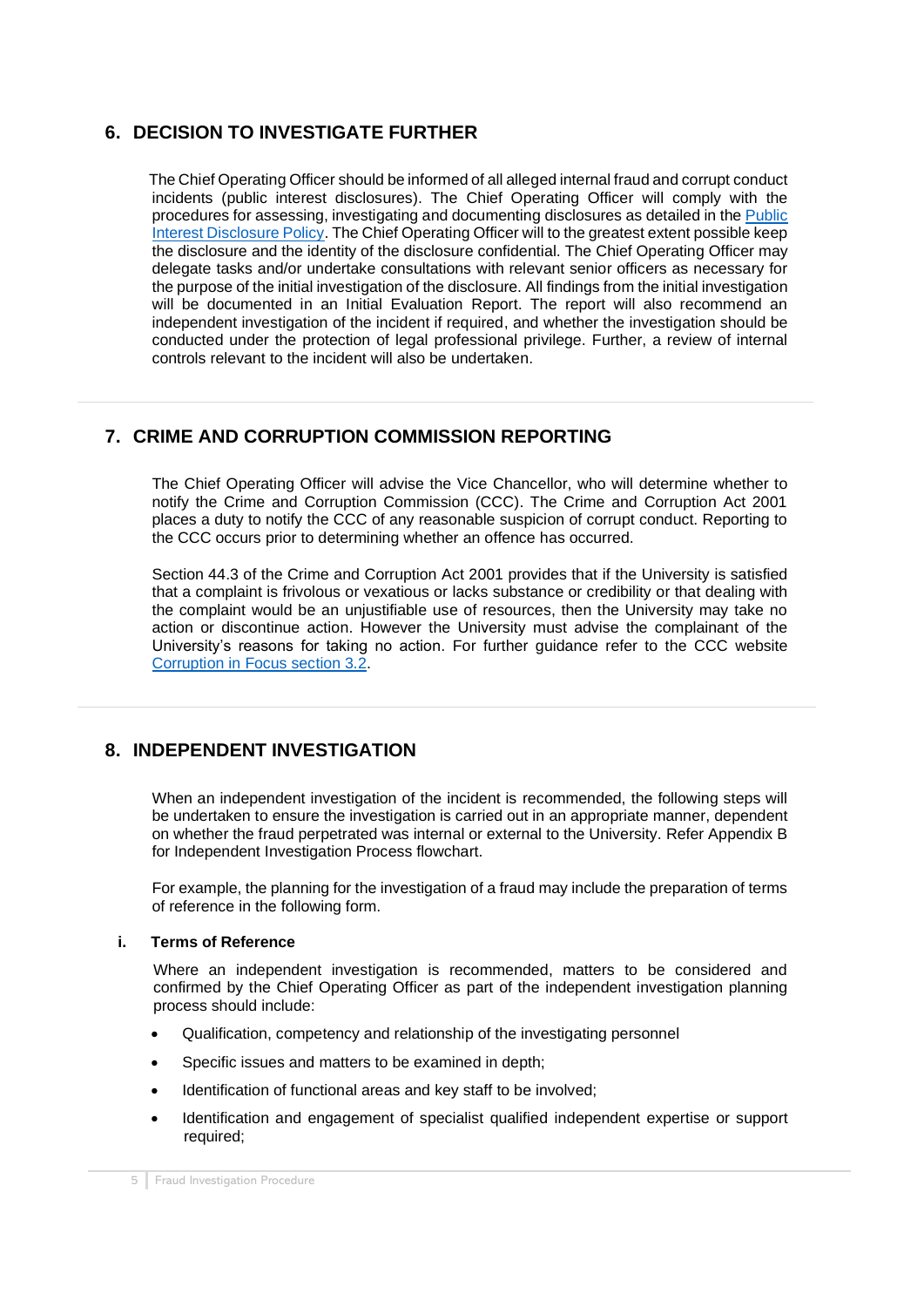## 6. DECISION TO INVESTIGATE FURTHER

The Chief Operating Officer should be informed of all alleged internal fraud and corrupt conduct incidents (public interest disclosures). The Chief Operating Officer will comply with the procedures for assessing, investigating and documenting disclosures as detailed in the Public Interest Disclosure Policy. The Chief Operating Officer will to the greatest extent possible keep the disclosure and the identity of the disclosure confidential. The Chief Operating Officer may delegate tasks and/or undertake consultations with relevant senior officers as necessary for the purpose of the initial investigation of the disclosure. All findings from the initial investigation will be documented in an Initial Evaluation Report. The report will also recommend an independent investigation of the incident if required, and whether the investigation should be conducted under the protection of legal professional privilege. Further, a review of internal controls relevant to the incident will also be undertaken.

## 7. CRIME AND CORRUPTION COMMISSION REPORTING

The Chief Operating Officer will advise the Vice Chancellor, who will determine whether to notify the Crime and Corruption Commission (CCC). The Crime and Corruption Act 2001 places a duty to notify the CCC of any reasonable suspicion of corrupt conduct. Reporting to the CCC occurs prior to determining whether an offence has occurred.

Section 44.3 of the Crime and Corruption Act 2001 provides that if the University is satisfied that a complaint is frivolous or vexatious or lacks substance or credibility or that dealing with the complaint would be an unjustifiable use of resources, then the University may take no action or discontinue action. However the University must advise the complainant of the University's reasons for taking no action. For further guidance refer to the CCC website Corruption in Focus section 3.2.

## 8. INDEPENDENT INVESTIGATION

When an independent investigation of the incident is recommended, the following steps will be undertaken to ensure the investigation is carried out in an appropriate manner, dependent on whether the fraud perpetrated was internal or external to the University. Refer Appendix B for Independent Investigation Process flowchart.

For example, the planning for the investigation of a fraud may include the preparation of terms of reference in the following form.

### i. Terms of Reference

Where an independent investigation is recommended, matters to be considered and confirmed by the Chief Operating Officer as part of the independent investigation planning process should include:

- Qualification, competency and relationship of the investigating personnel
- Specific issues and matters to be examined in depth;
- Identification of functional areas and key staff to be involved;
- Identification and engagement of specialist qualified independent expertise or support required;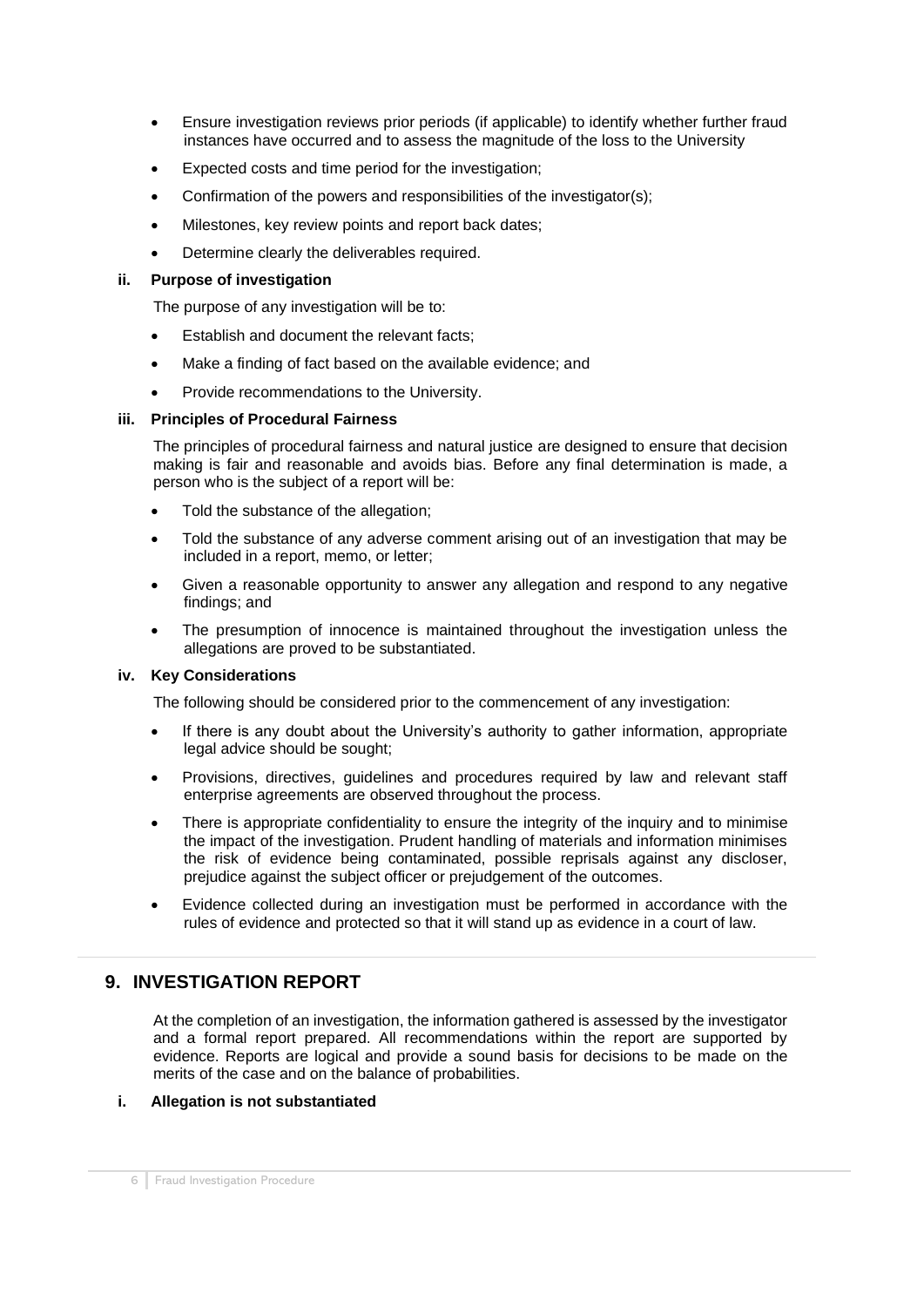- Ensure investigation reviews prior periods (if applicable) to identify whether further fraud instances have occurred and to assess the magnitude of the loss to the University
- Expected costs and time period for the investigation;
- Confirmation of the powers and responsibilities of the investigator(s);
- Milestones, key review points and report back dates;
- Determine clearly the deliverables required.

**ii. Purpose of investigation**

The purpose of any investigation will be to:

- Establish and document the relevant facts;
- Make a finding of fact based on the available evidence; and
- Provide recommendations to the University.

**iii. Principles of Procedural Fairness**

The principles of procedural fairness and natural justice are designed to ensure that decision making is fair and reasonable and avoids bias. Before any final determination is made, a person who is the subject of a report will be:

- Told the substance of the allegation;
- Told the substance of any adverse comment arising out of an investigation that may be included in a report, memo, or letter;
- Given a reasonable opportunity to answer any allegation and respond to any negative findings; and
- The presumption of innocence is maintained throughout the investigation unless the allegations are proved to be substantiated.

**iv. Key Considerations**

The following should be considered prior to the commencement of any investigation:

- If there is any doubt about the University's authority to gather information, appropriate legal advice should be sought;
- Provisions, directives, guidelines and procedures required by law and relevant staff enterprise agreements are observed throughout the process.
- There is appropriate confidentiality to ensure the integrity of the inquiry and to minimise the impact of the investigation. Prudent handling of materials and information minimises the risk of evidence being contaminated, possible reprisals against any discloser, prejudice against the subject officer or prejudgement of the outcomes.
- Evidence collected during an investigation must be performed in accordance with the rules of evidence and protected so that it will stand up as evidence in a court of law.

## 9. INVESTIGATION REPORT

At the completion of an investigation, the information gathered is assessed by the investigator and a formal report prepared. All recommendations within the report are supported by evidence. Reports are logical and provide a sound basis for decisions to be made on the merits of the case and on the balance of probabilities.

**i. Allegation is not substantiated**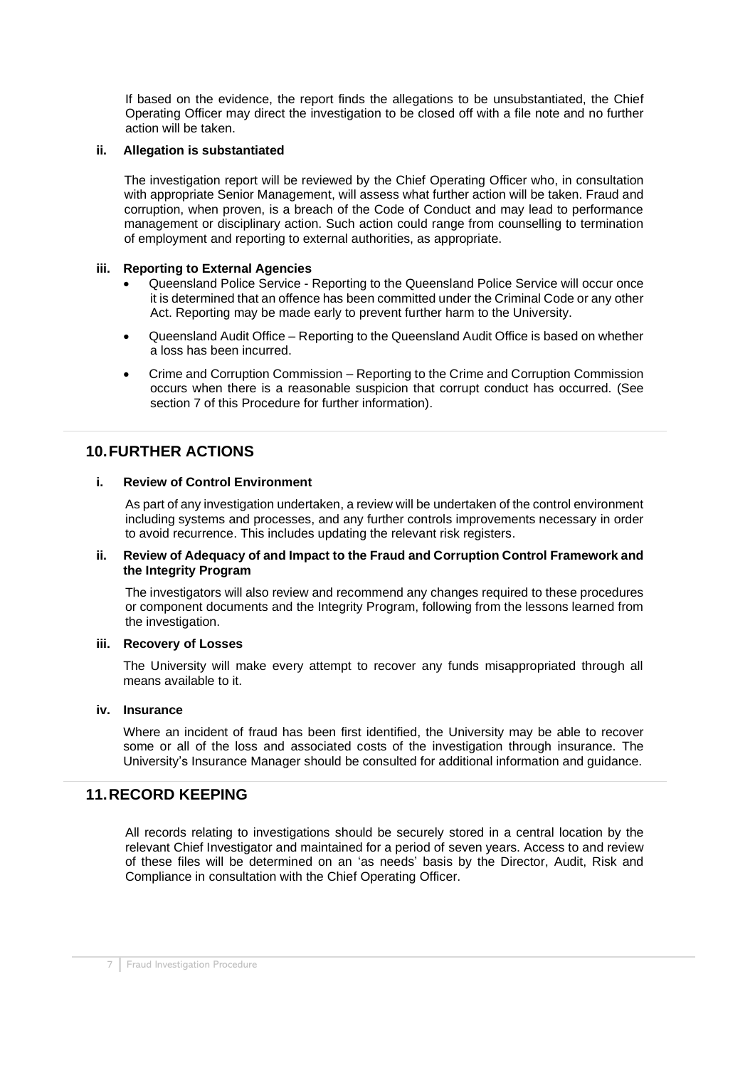If based on the evidence, the report finds the allegations to be unsubstantiated, the Chief Operating Officer may direct the investigation to be closed off with a file note and no further action will be taken.

#### ii. Allegation is substantiated

The investigation report will be reviewed by the Chief Operating Officer who, in consultation with appropriate Senior Management, will assess what further action will be taken. Fraud and corruption, when proven, is a breach of the Code of Conduct and may lead to performance management or disciplinary action. Such action could range from counselling to termination of employment and reporting to external authorities, as appropriate.

#### iii. Reporting to External Agencies

- Queensland Police Service - Reporting to the Queensland Police Service will occur once it is determined that an offence has been committed under the Criminal Code or any other Act. Reporting may be made early to prevent further harm to the University.
- Queensland Audit Office – Reporting to the Queensland Audit Office is based on whether a loss has been incurred.
- Crime and Corruption Commission – Reporting to the Crime and Corruption Commission occurs when there is a reasonable suspicion that corrupt conduct has occurred. (See section 7 of this Procedure for further information).

## 10. FURTHER ACTIONS

#### i. Review of Control Environment

As part of any investigation undertaken, a review will be undertaken of the control environment including systems and processes, and any further controls improvements necessary in order to avoid recurrence. This includes updating the relevant risk registers.

#### ii. Review of Adequacy of and Impact to the Fraud and Corruption Control Framework and the Integrity Program

The investigators will also review and recommend any changes required to these procedures or component documents and the Integrity Program, following from the lessons learned from the investigation.

#### iii. Recovery of Losses

The University will make every attempt to recover any funds misappropriated through all means available to it.

#### iv. Insurance

Where an incident of fraud has been first identified, the University may be able to recover some or all of the loss and associated costs of the investigation through insurance. The University's Insurance Manager should be consulted for additional information and guidance.

## 11. RECORD KEEPING

All records relating to investigations should be securely stored in a central location by the relevant Chief Investigator and maintained for a period of seven years. Access to and review of these files will be determined on an 'as needs' basis by the Director, Audit, Risk and Compliance in consultation with the Chief Operating Officer.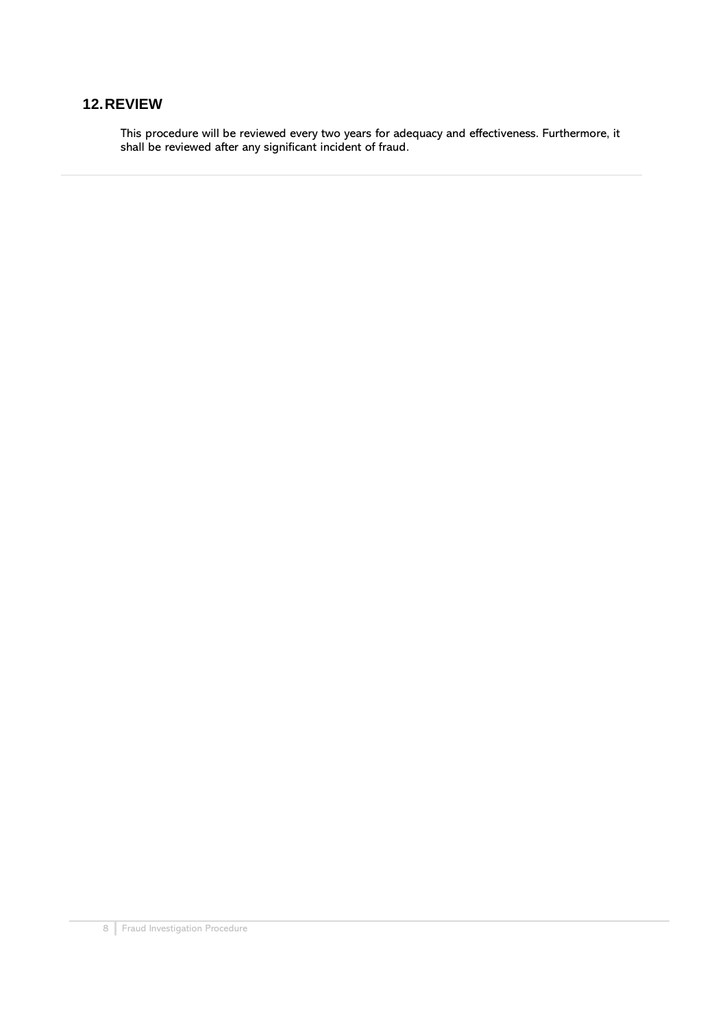## 12. REVIEW

This procedure will be reviewed every two years for adequacy and effectiveness. Furthermore, it shall be reviewed after any significant incident of fraud.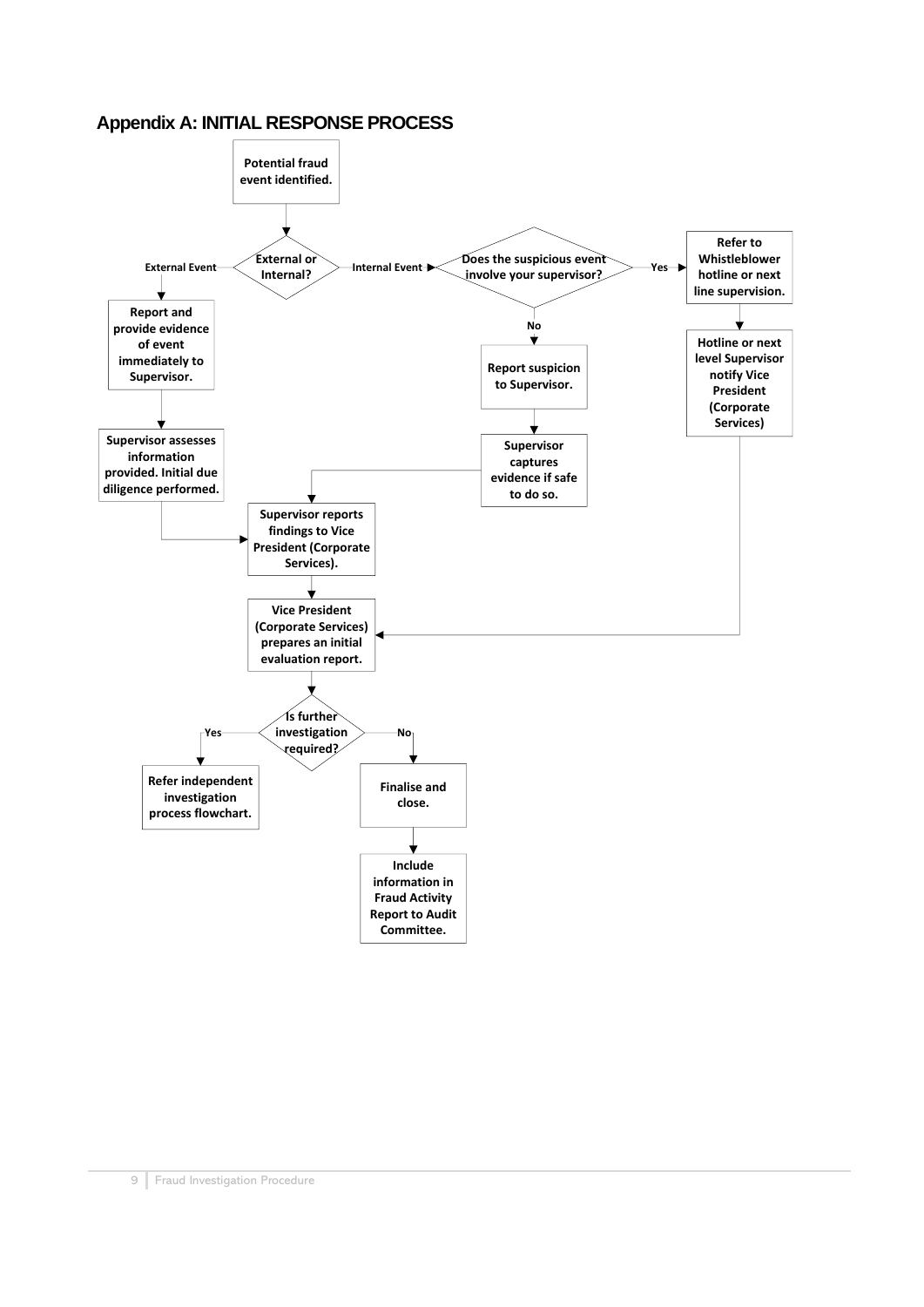## Appendix A: INITIAL RESPONSE PROCESS

**Potential fraud event identified.**

**External or Internal?**

- External Event → **Report and provide evidence of event immediately to Supervisor.** → **Supervisor assesses information provided. Initial due diligence performed.** → **Supervisor reports findings to Vice President (Corporate Services).**
- Internal Event → **Does the suspicious event involve your supervisor?**
  - Yes → **Refer to Whistleblower hotline or next line supervision.** → **Hotline or next level Supervisor notify Vice President (Corporate Services)** → **Vice President (Corporate Services) prepares an initial evaluation report.**
  - No → **Report suspicion to Supervisor.** → **Supervisor captures evidence if safe to do so.** → **Supervisor reports findings to Vice President (Corporate Services).**

**Supervisor reports findings to Vice President (Corporate Services).** → **Vice President (Corporate Services) prepares an initial evaluation report.**

**Is further investigation required?**

- Yes → **Refer independent investigation process flowchart.**
- No → **Finalise and close.** → **Include information in Fraud Activity Report to Audit Committee.**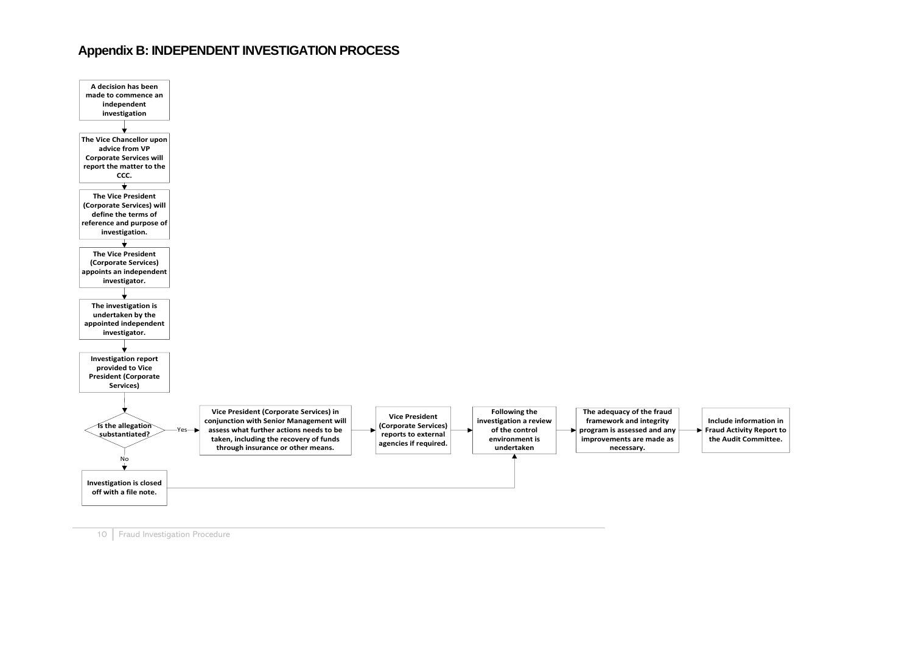## Appendix B: INDEPENDENT INVESTIGATION PROCESS

A decision has been made to commence an independent investigation

The Vice Chancellor upon advice from VP Corporate Services will report the matter to the CCC.

The Vice President (Corporate Services) will define the terms of reference and purpose of investigation.

The Vice President (Corporate Services) appoints an independent investigator.

The investigation is undertaken by the appointed independent investigator.

Investigation report provided to Vice President (Corporate Services)

Is the allegation substantiated?

Yes

Vice President (Corporate Services) in conjunction with Senior Management will assess what further actions needs to be taken, including the recovery of funds through insurance or other means.

Vice President (Corporate Services) reports to external agencies if required.

Following the investigation a review of the control environment is undertaken

The adequacy of the fraud framework and integrity program is assessed and any improvements are made as necessary.

Include information in Fraud Activity Report to the Audit Committee.

No

Investigation is closed off with a file note.